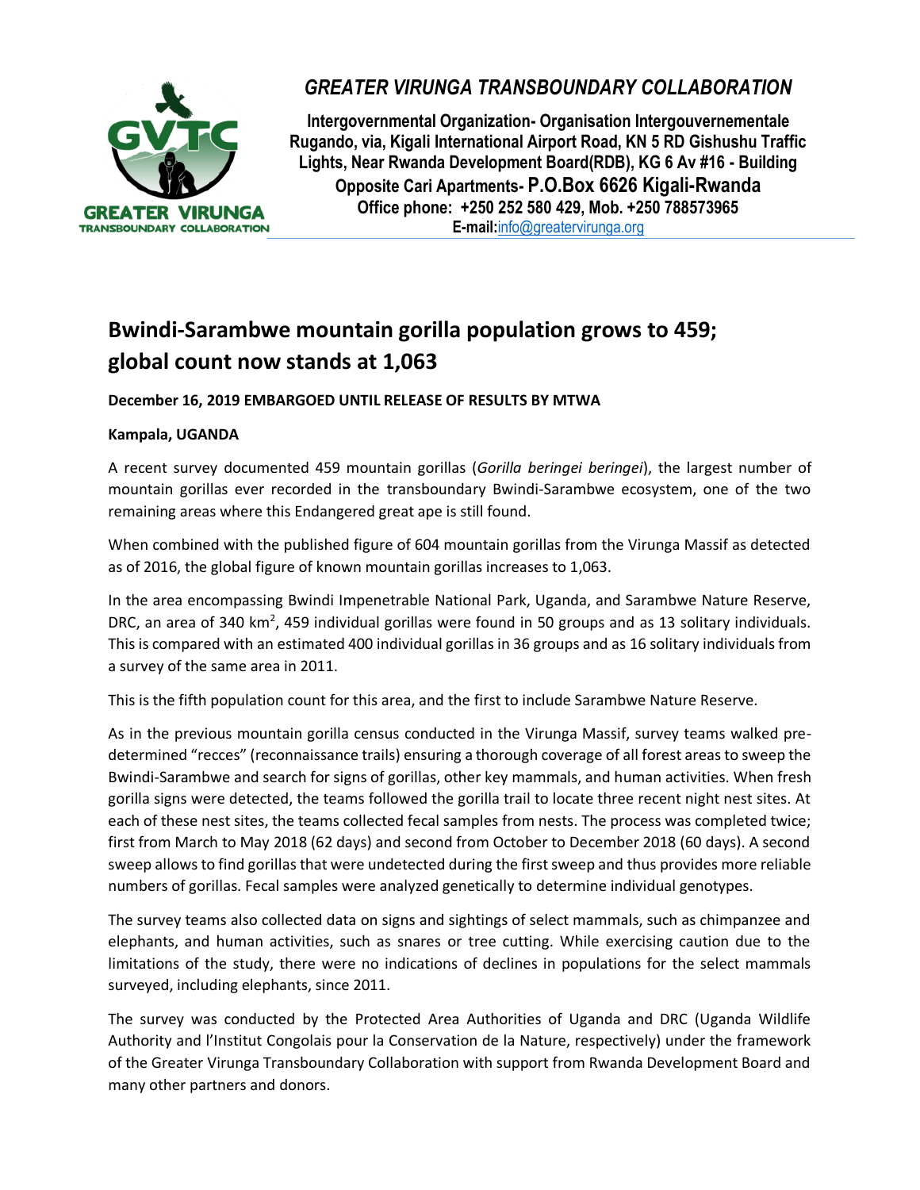*GREATER VIRUNGA TRANSBOUNDARY COLLABORATION*

**Intergovernmental Organization- Organisation Intergouvernementale**
**Rugando, via, Kigali International Airport Road, KN 5 RD Gishushu Traffic Lights, Near Rwanda Development Board(RDB), KG 6 Av #16 - Building Opposite Cari Apartments- P.O.Box 6626 Kigali-Rwanda**
**Office phone: +250 252 580 429, Mob. +250 788573965**
**E-mail:**info@greatervirunga.org

# Bwindi-Sarambwe mountain gorilla population grows to 459; global count now stands at 1,063

**December 16, 2019 EMBARGOED UNTIL RELEASE OF RESULTS BY MTWA**

**Kampala, UGANDA**

A recent survey documented 459 mountain gorillas (*Gorilla beringei beringei*), the largest number of mountain gorillas ever recorded in the transboundary Bwindi-Sarambwe ecosystem, one of the two remaining areas where this Endangered great ape is still found.

When combined with the published figure of 604 mountain gorillas from the Virunga Massif as detected as of 2016, the global figure of known mountain gorillas increases to 1,063.

In the area encompassing Bwindi Impenetrable National Park, Uganda, and Sarambwe Nature Reserve, DRC, an area of 340 km$^2$, 459 individual gorillas were found in 50 groups and as 13 solitary individuals. This is compared with an estimated 400 individual gorillas in 36 groups and as 16 solitary individuals from a survey of the same area in 2011.

This is the fifth population count for this area, and the first to include Sarambwe Nature Reserve.

As in the previous mountain gorilla census conducted in the Virunga Massif, survey teams walked pre-determined "recces" (reconnaissance trails) ensuring a thorough coverage of all forest areas to sweep the Bwindi-Sarambwe and search for signs of gorillas, other key mammals, and human activities. When fresh gorilla signs were detected, the teams followed the gorilla trail to locate three recent night nest sites. At each of these nest sites, the teams collected fecal samples from nests. The process was completed twice; first from March to May 2018 (62 days) and second from October to December 2018 (60 days). A second sweep allows to find gorillas that were undetected during the first sweep and thus provides more reliable numbers of gorillas. Fecal samples were analyzed genetically to determine individual genotypes.

The survey teams also collected data on signs and sightings of select mammals, such as chimpanzee and elephants, and human activities, such as snares or tree cutting. While exercising caution due to the limitations of the study, there were no indications of declines in populations for the select mammals surveyed, including elephants, since 2011.

The survey was conducted by the Protected Area Authorities of Uganda and DRC (Uganda Wildlife Authority and l'Institut Congolais pour la Conservation de la Nature, respectively) under the framework of the Greater Virunga Transboundary Collaboration with support from Rwanda Development Board and many other partners and donors.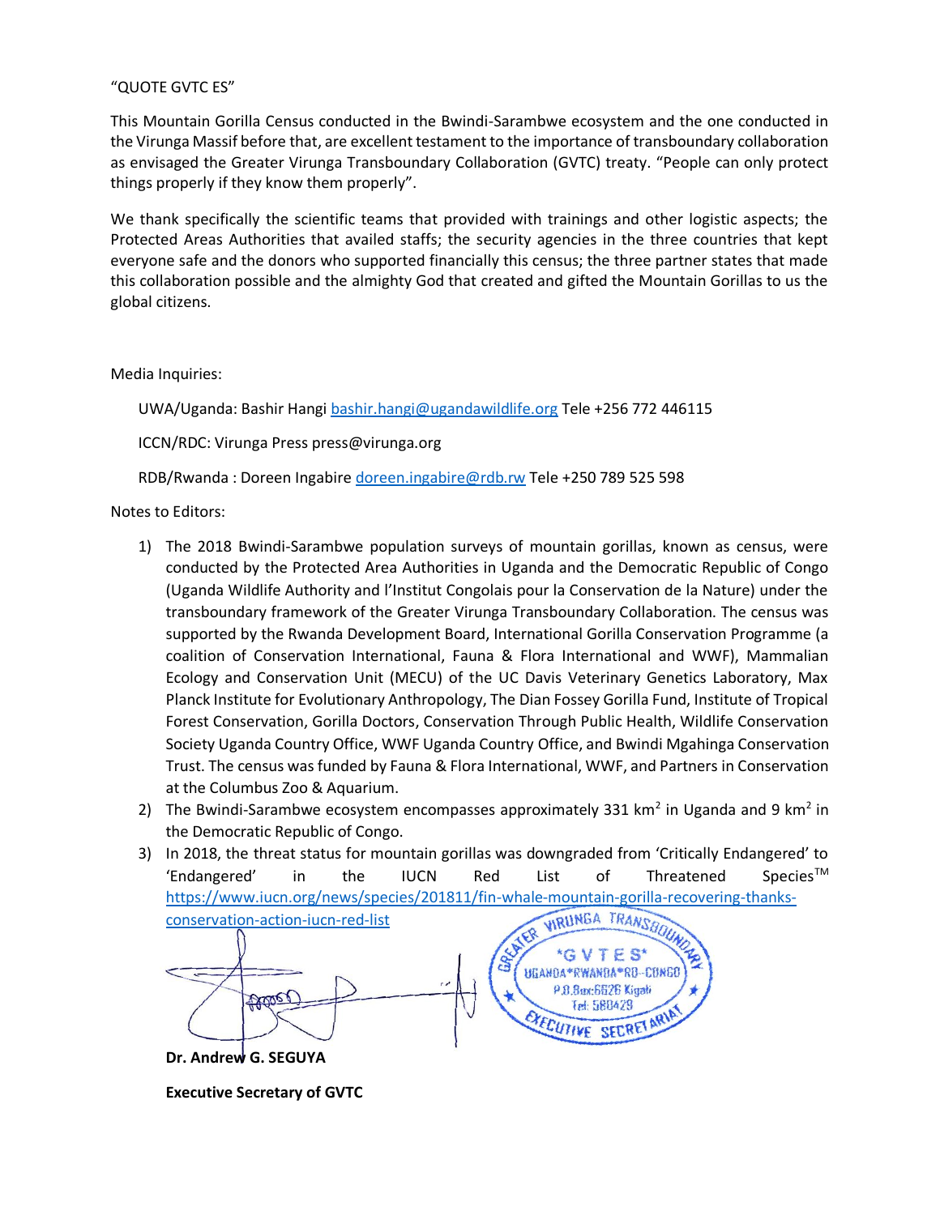"QUOTE GVTC ES"

This Mountain Gorilla Census conducted in the Bwindi-Sarambwe ecosystem and the one conducted in the Virunga Massif before that, are excellent testament to the importance of transboundary collaboration as envisaged the Greater Virunga Transboundary Collaboration (GVTC) treaty. "People can only protect things properly if they know them properly".

We thank specifically the scientific teams that provided with trainings and other logistic aspects; the Protected Areas Authorities that availed staffs; the security agencies in the three countries that kept everyone safe and the donors who supported financially this census; the three partner states that made this collaboration possible and the almighty God that created and gifted the Mountain Gorillas to us the global citizens.

Media Inquiries:

UWA/Uganda: Bashir Hangi bashir.hangi@ugandawildlife.org Tele +256 772 446115

ICCN/RDC: Virunga Press press@virunga.org

RDB/Rwanda : Doreen Ingabire doreen.ingabire@rdb.rw Tele +250 789 525 598

Notes to Editors:

1) The 2018 Bwindi-Sarambwe population surveys of mountain gorillas, known as census, were conducted by the Protected Area Authorities in Uganda and the Democratic Republic of Congo (Uganda Wildlife Authority and l'Institut Congolais pour la Conservation de la Nature) under the transboundary framework of the Greater Virunga Transboundary Collaboration. The census was supported by the Rwanda Development Board, International Gorilla Conservation Programme (a coalition of Conservation International, Fauna & Flora International and WWF), Mammalian Ecology and Conservation Unit (MECU) of the UC Davis Veterinary Genetics Laboratory, Max Planck Institute for Evolutionary Anthropology, The Dian Fossey Gorilla Fund, Institute of Tropical Forest Conservation, Gorilla Doctors, Conservation Through Public Health, Wildlife Conservation Society Uganda Country Office, WWF Uganda Country Office, and Bwindi Mgahinga Conservation Trust. The census was funded by Fauna & Flora International, WWF, and Partners in Conservation at the Columbus Zoo & Aquarium.
2) The Bwindi-Sarambwe ecosystem encompasses approximately 331 $km^2$ in Uganda and 9 $km^2$ in the Democratic Republic of Congo.
3) In 2018, the threat status for mountain gorillas was downgraded from 'Critically Endangered' to 'Endangered' in the IUCN Red List of Threatened Species™ https://www.iucn.org/news/species/201811/fin-whale-mountain-gorilla-recovering-thanks-conservation-action-iucn-red-list

GREATER VIRUNGA TRANSBOUNDARY
*GVTES*
UGANDA*RWANDA*RD-CONGO
P.O.Box:6626 Kigali
Tel: 580429
EXECUTIVE SECRETARIAT

**Dr. Andrew G. SEGUYA**

**Executive Secretary of GVTC**